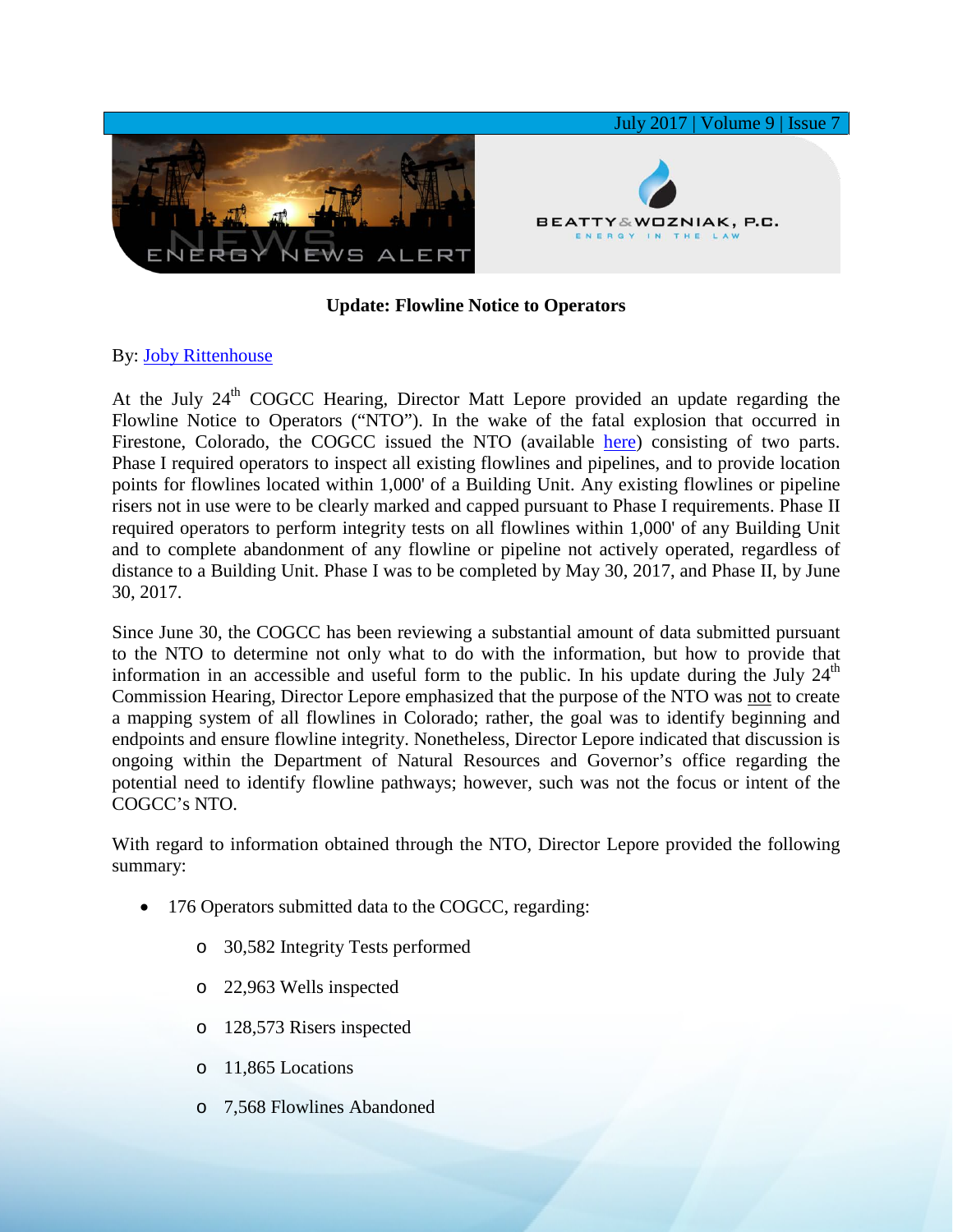# Update: Flowline Notice to Operators

By: [Joby Rittenhouse]

At the July 24th COGCC Hearing, Director Matt Lepore provided an update regarding the Flowline Notice to Operators ("NTO"). In the wake of the fatal explosion that occurred in Firestone, Colorado, the COGCC issued the NTO (available [here]) consisting of two parts. Phase I required operators to inspect all existing flowlines and pipelines, and to provide location points for flowlines located within 1,000' of a Building Unit. Any existing flowlines or pipeline risers not in use were to be clearly marked and capped pursuant to Phase I requirements. Phase II required operators to perform integrity tests on all flowlines within 1,000' of any Building Unit and to complete abandonment of any flowline or pipeline not actively operated, regardless of distance to a Building Unit. Phase I was to be completed by May 30, 2017, and Phase II, by June 30, 2017.

Since June 30, the COGCC has been reviewing a substantial amount of data submitted pursuant to the NTO to determine not only what to do with the information, but how to provide that information in an accessible and useful form to the public. In his update during the July 24th Commission Hearing, Director Lepore emphasized that the purpose of the NTO was not to create a mapping system of all flowlines in Colorado; rather, the goal was to identify beginning and endpoints and ensure flowline integrity. Nonetheless, Director Lepore indicated that discussion is ongoing within the Department of Natural Resources and Governor's office regarding the potential need to identify flowline pathways; however, such was not the focus or intent of the COGCC's NTO.

With regard to information obtained through the NTO, Director Lepore provided the following summary:

- 176 Operators submitted data to the COGCC, regarding:
  - 30,582 Integrity Tests performed
  - 22,963 Wells inspected
  - 128,573 Risers inspected
  - 11,865 Locations
  - 7,568 Flowlines Abandoned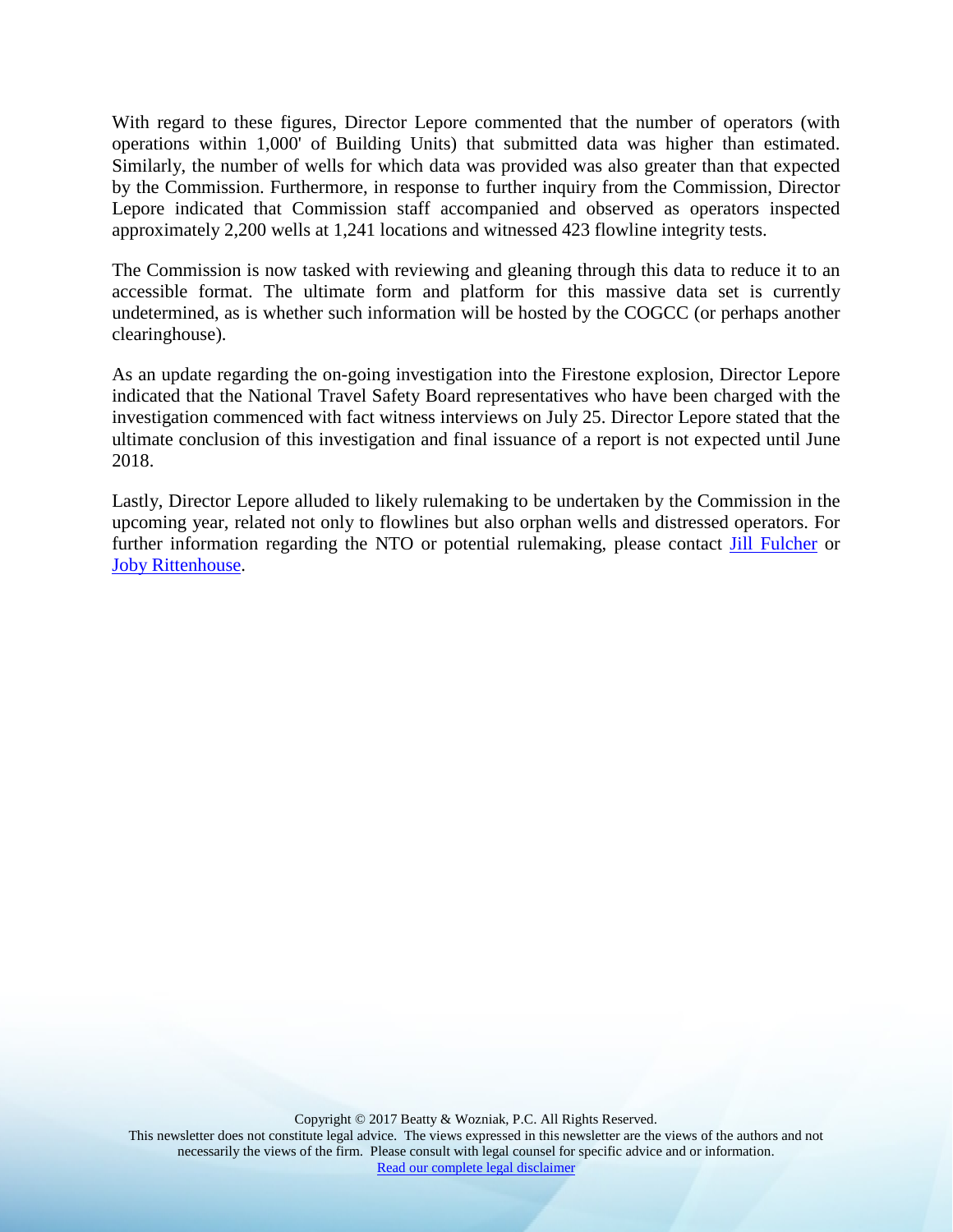With regard to these figures, Director Lepore commented that the number of operators (with operations within 1,000' of Building Units) that submitted data was higher than estimated. Similarly, the number of wells for which data was provided was also greater than that expected by the Commission. Furthermore, in response to further inquiry from the Commission, Director Lepore indicated that Commission staff accompanied and observed as operators inspected approximately 2,200 wells at 1,241 locations and witnessed 423 flowline integrity tests.

The Commission is now tasked with reviewing and gleaning through this data to reduce it to an accessible format. The ultimate form and platform for this massive data set is currently undetermined, as is whether such information will be hosted by the COGCC (or perhaps another clearinghouse).

As an update regarding the on-going investigation into the Firestone explosion, Director Lepore indicated that the National Travel Safety Board representatives who have been charged with the investigation commenced with fact witness interviews on July 25. Director Lepore stated that the ultimate conclusion of this investigation and final issuance of a report is not expected until June 2018.

Lastly, Director Lepore alluded to likely rulemaking to be undertaken by the Commission in the upcoming year, related not only to flowlines but also orphan wells and distressed operators. For further information regarding the NTO or potential rulemaking, please contact Jill Fulcher or Joby Rittenhouse.

Copyright © 2017 Beatty & Wozniak, P.C. All Rights Reserved.
This newsletter does not constitute legal advice. The views expressed in this newsletter are the views of the authors and not necessarily the views of the firm. Please consult with legal counsel for specific advice and or information.
Read our complete legal disclaimer